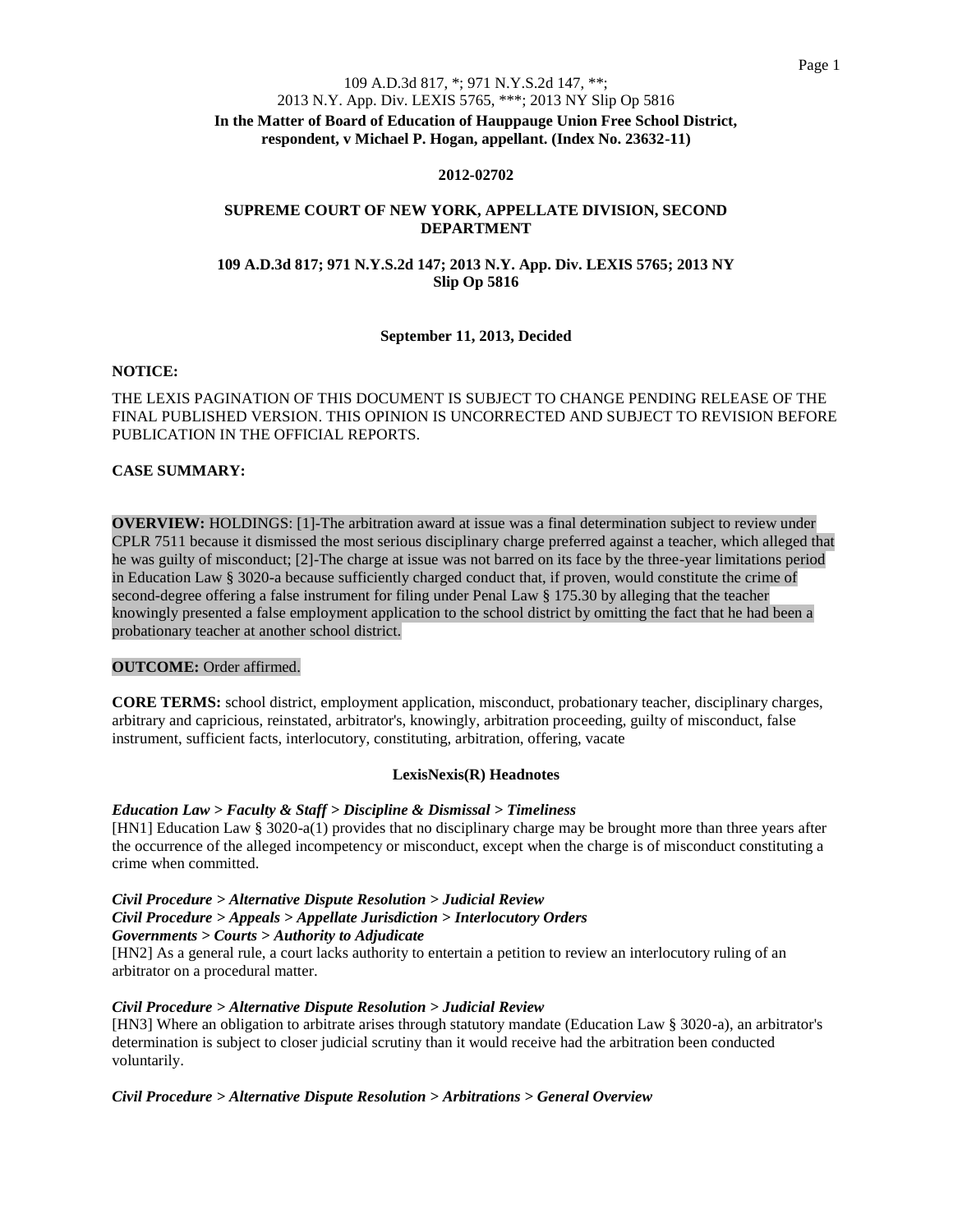109 A.D.3d 817, *; 971 N.Y.S.2d 147, **;
2013 N.Y. App. Div. LEXIS 5765, ***; 2013 NY Slip Op 5816

**In the Matter of Board of Education of Hauppauge Union Free School District, respondent, v Michael P. Hogan, appellant. (Index No. 23632-11)**

**2012-02702**

**SUPREME COURT OF NEW YORK, APPELLATE DIVISION, SECOND DEPARTMENT**

**109 A.D.3d 817; 971 N.Y.S.2d 147; 2013 N.Y. App. Div. LEXIS 5765; 2013 NY Slip Op 5816**

**September 11, 2013, Decided**

**NOTICE:**

THE LEXIS PAGINATION OF THIS DOCUMENT IS SUBJECT TO CHANGE PENDING RELEASE OF THE FINAL PUBLISHED VERSION. THIS OPINION IS UNCORRECTED AND SUBJECT TO REVISION BEFORE PUBLICATION IN THE OFFICIAL REPORTS.

**CASE SUMMARY:**

**OVERVIEW:** HOLDINGS: [1]-The arbitration award at issue was a final determination subject to review under CPLR 7511 because it dismissed the most serious disciplinary charge preferred against a teacher, which alleged that he was guilty of misconduct; [2]-The charge at issue was not barred on its face by the three-year limitations period in Education Law § 3020-a because sufficiently charged conduct that, if proven, would constitute the crime of second-degree offering a false instrument for filing under Penal Law § 175.30 by alleging that the teacher knowingly presented a false employment application to the school district by omitting the fact that he had been a probationary teacher at another school district.

**OUTCOME:** Order affirmed.

**CORE TERMS:** school district, employment application, misconduct, probationary teacher, disciplinary charges, arbitrary and capricious, reinstated, arbitrator's, knowingly, arbitration proceeding, guilty of misconduct, false instrument, sufficient facts, interlocutory, constituting, arbitration, offering, vacate

**LexisNexis(R) Headnotes**

***Education Law > Faculty & Staff > Discipline & Dismissal > Timeliness***

[HN1] Education Law § 3020-a(1) provides that no disciplinary charge may be brought more than three years after the occurrence of the alleged incompetency or misconduct, except when the charge is of misconduct constituting a crime when committed.

***Civil Procedure > Alternative Dispute Resolution > Judicial Review***
***Civil Procedure > Appeals > Appellate Jurisdiction > Interlocutory Orders***
***Governments > Courts > Authority to Adjudicate***

[HN2] As a general rule, a court lacks authority to entertain a petition to review an interlocutory ruling of an arbitrator on a procedural matter.

***Civil Procedure > Alternative Dispute Resolution > Judicial Review***

[HN3] Where an obligation to arbitrate arises through statutory mandate (Education Law § 3020-a), an arbitrator's determination is subject to closer judicial scrutiny than it would receive had the arbitration been conducted voluntarily.

***Civil Procedure > Alternative Dispute Resolution > Arbitrations > General Overview***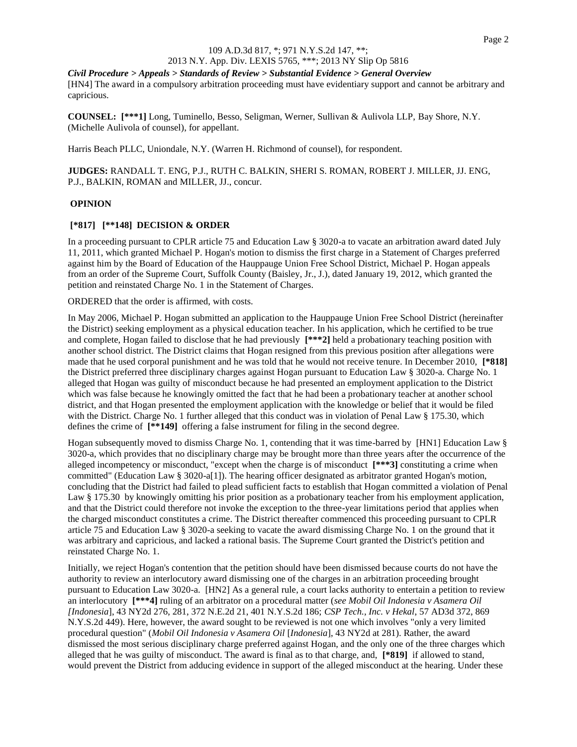*Civil Procedure > Appeals > Standards of Review > Substantial Evidence > General Overview*

[HN4] The award in a compulsory arbitration proceeding must have evidentiary support and cannot be arbitrary and capricious.

**COUNSEL:** **[***1]** Long, Tuminello, Besso, Seligman, Werner, Sullivan & Aulivola LLP, Bay Shore, N.Y. (Michelle Aulivola of counsel), for appellant.

Harris Beach PLLC, Uniondale, N.Y. (Warren H. Richmond of counsel), for respondent.

**JUDGES:** RANDALL T. ENG, P.J., RUTH C. BALKIN, SHERI S. ROMAN, ROBERT J. MILLER, JJ. ENG, P.J., BALKIN, ROMAN and MILLER, JJ., concur.

**OPINION**

**[*817] [**148] DECISION & ORDER**

In a proceeding pursuant to CPLR article 75 and Education Law § 3020-a to vacate an arbitration award dated July 11, 2011, which granted Michael P. Hogan's motion to dismiss the first charge in a Statement of Charges preferred against him by the Board of Education of the Hauppauge Union Free School District, Michael P. Hogan appeals from an order of the Supreme Court, Suffolk County (Baisley, Jr., J.), dated January 19, 2012, which granted the petition and reinstated Charge No. 1 in the Statement of Charges.

ORDERED that the order is affirmed, with costs.

In May 2006, Michael P. Hogan submitted an application to the Hauppauge Union Free School District (hereinafter the District) seeking employment as a physical education teacher. In his application, which he certified to be true and complete, Hogan failed to disclose that he had previously **[***2]** held a probationary teaching position with another school district. The District claims that Hogan resigned from this previous position after allegations were made that he used corporal punishment and he was told that he would not receive tenure. In December 2010, **[*818]** the District preferred three disciplinary charges against Hogan pursuant to Education Law § 3020-a. Charge No. 1 alleged that Hogan was guilty of misconduct because he had presented an employment application to the District which was false because he knowingly omitted the fact that he had been a probationary teacher at another school district, and that Hogan presented the employment application with the knowledge or belief that it would be filed with the District. Charge No. 1 further alleged that this conduct was in violation of Penal Law § 175.30, which defines the crime of **[**149]** offering a false instrument for filing in the second degree.

Hogan subsequently moved to dismiss Charge No. 1, contending that it was time-barred by [HN1] Education Law § 3020-a, which provides that no disciplinary charge may be brought more than three years after the occurrence of the alleged incompetency or misconduct, "except when the charge is of misconduct **[***3]** constituting a crime when committed" (Education Law § 3020-a[1]). The hearing officer designated as arbitrator granted Hogan's motion, concluding that the District had failed to plead sufficient facts to establish that Hogan committed a violation of Penal Law § 175.30 by knowingly omitting his prior position as a probationary teacher from his employment application, and that the District could therefore not invoke the exception to the three-year limitations period that applies when the charged misconduct constitutes a crime. The District thereafter commenced this proceeding pursuant to CPLR article 75 and Education Law § 3020-a seeking to vacate the award dismissing Charge No. 1 on the ground that it was arbitrary and capricious, and lacked a rational basis. The Supreme Court granted the District's petition and reinstated Charge No. 1.

Initially, we reject Hogan's contention that the petition should have been dismissed because courts do not have the authority to review an interlocutory award dismissing one of the charges in an arbitration proceeding brought pursuant to Education Law 3020-a. [HN2] As a general rule, a court lacks authority to entertain a petition to review an interlocutory **[***4]** ruling of an arbitrator on a procedural matter (*see Mobil Oil Indonesia v Asamera Oil [Indonesia]*, 43 NY2d 276, 281, 372 N.E.2d 21, 401 N.Y.S.2d 186; *CSP Tech., Inc. v Hekal*, 57 AD3d 372, 869 N.Y.S.2d 449). Here, however, the award sought to be reviewed is not one which involves "only a very limited procedural question" (*Mobil Oil Indonesia v Asamera Oil* [*Indonesia*], 43 NY2d at 281). Rather, the award dismissed the most serious disciplinary charge preferred against Hogan, and the only one of the three charges which alleged that he was guilty of misconduct. The award is final as to that charge, and, **[*819]** if allowed to stand, would prevent the District from adducing evidence in support of the alleged misconduct at the hearing. Under these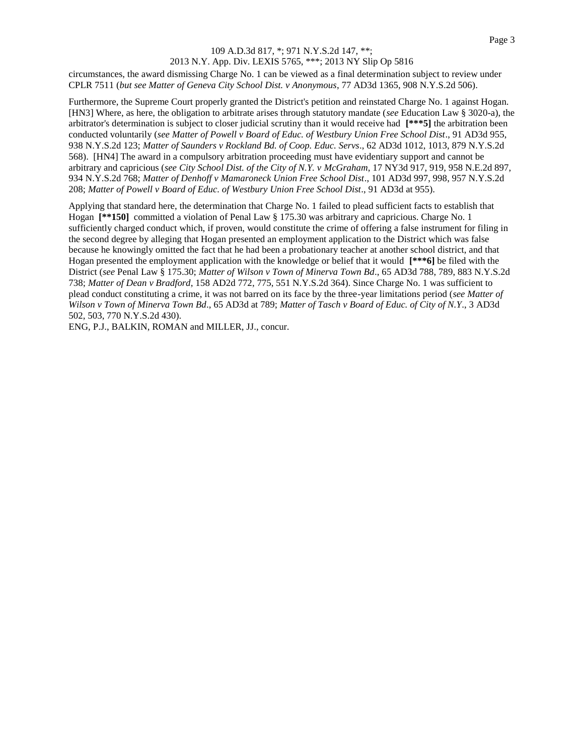circumstances, the award dismissing Charge No. 1 can be viewed as a final determination subject to review under CPLR 7511 (*but see Matter of Geneva City School Dist. v Anonymous*, 77 AD3d 1365, 908 N.Y.S.2d 506).

Furthermore, the Supreme Court properly granted the District's petition and reinstated Charge No. 1 against Hogan. [HN3] Where, as here, the obligation to arbitrate arises through statutory mandate (*see* Education Law § 3020-a), the arbitrator's determination is subject to closer judicial scrutiny than it would receive had **[***5]** the arbitration been conducted voluntarily (*see Matter of Powell v Board of Educ. of Westbury Union Free School Dist*., 91 AD3d 955, 938 N.Y.S.2d 123; *Matter of Saunders v Rockland Bd. of Coop. Educ. Servs*., 62 AD3d 1012, 1013, 879 N.Y.S.2d 568). [HN4] The award in a compulsory arbitration proceeding must have evidentiary support and cannot be arbitrary and capricious (*see City School Dist. of the City of N.Y. v McGraham*, 17 NY3d 917, 919, 958 N.E.2d 897, 934 N.Y.S.2d 768; *Matter of Denhoff v Mamaroneck Union Free School Dist*., 101 AD3d 997, 998, 957 N.Y.S.2d 208; *Matter of Powell v Board of Educ. of Westbury Union Free School Dist*., 91 AD3d at 955).

Applying that standard here, the determination that Charge No. 1 failed to plead sufficient facts to establish that Hogan **[**150]** committed a violation of Penal Law § 175.30 was arbitrary and capricious. Charge No. 1 sufficiently charged conduct which, if proven, would constitute the crime of offering a false instrument for filing in the second degree by alleging that Hogan presented an employment application to the District which was false because he knowingly omitted the fact that he had been a probationary teacher at another school district, and that Hogan presented the employment application with the knowledge or belief that it would **[***6]** be filed with the District (*see* Penal Law § 175.30; *Matter of Wilson v Town of Minerva Town Bd*., 65 AD3d 788, 789, 883 N.Y.S.2d 738; *Matter of Dean v Bradford*, 158 AD2d 772, 775, 551 N.Y.S.2d 364). Since Charge No. 1 was sufficient to plead conduct constituting a crime, it was not barred on its face by the three-year limitations period (*see Matter of Wilson v Town of Minerva Town Bd*., 65 AD3d at 789; *Matter of Tasch v Board of Educ. of City of N.Y*., 3 AD3d 502, 503, 770 N.Y.S.2d 430).

ENG, P.J., BALKIN, ROMAN and MILLER, JJ., concur.